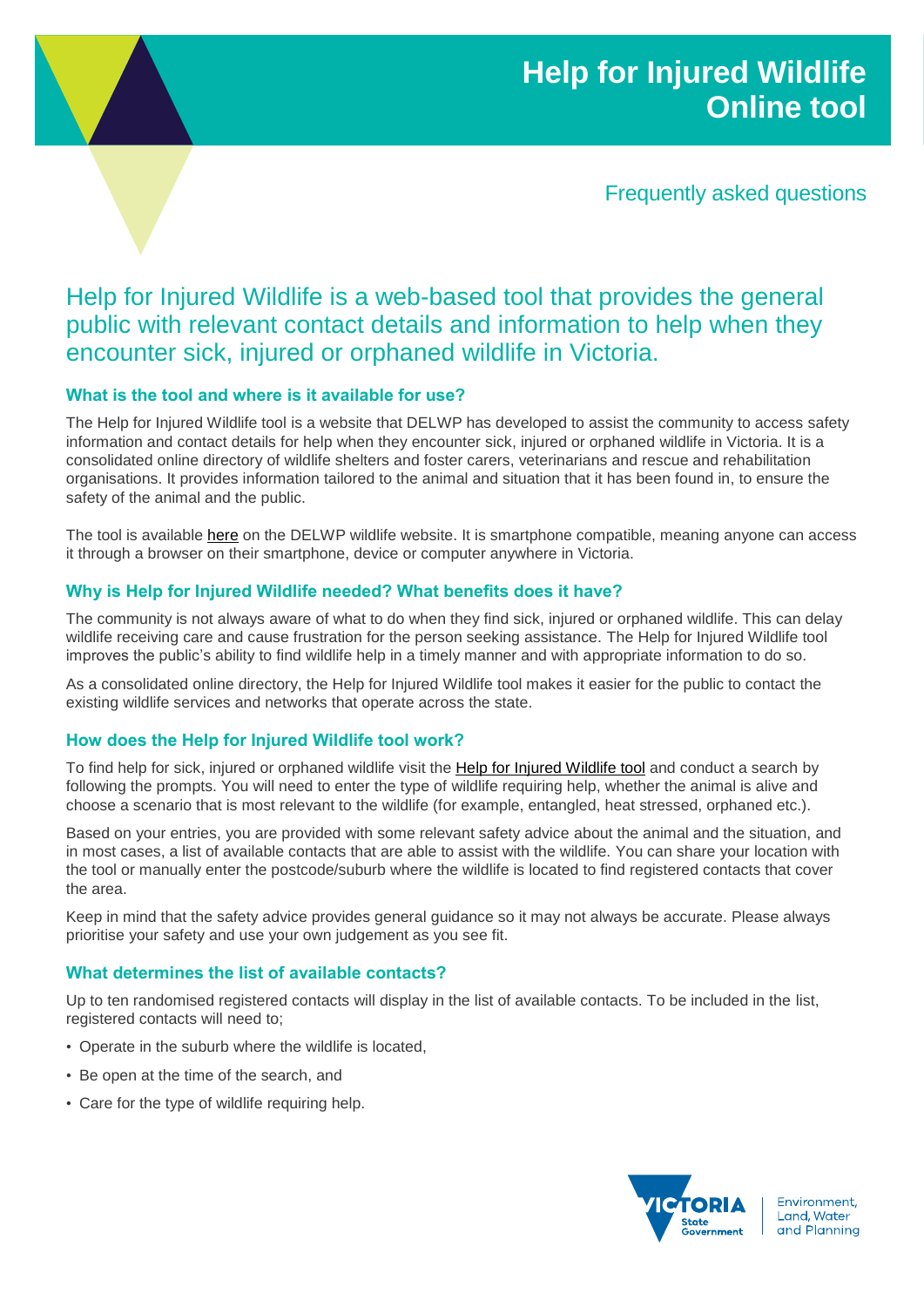# Help for Injured Wildlife Online tool

## Frequently asked questions

Help for Injured Wildlife is a web-based tool that provides the general public with relevant contact details and information to help when they encounter sick, injured or orphaned wildlife in Victoria.

### What is the tool and where is it available for use?

The Help for Injured Wildlife tool is a website that DELWP has developed to assist the community to access safety information and contact details for help when they encounter sick, injured or orphaned wildlife in Victoria. It is a consolidated online directory of wildlife shelters and foster carers, veterinarians and rescue and rehabilitation organisations. It provides information tailored to the animal and situation that it has been found in, to ensure the safety of the animal and the public.

The tool is available here on the DELWP wildlife website. It is smartphone compatible, meaning anyone can access it through a browser on their smartphone, device or computer anywhere in Victoria.

### Why is Help for Injured Wildlife needed? What benefits does it have?

The community is not always aware of what to do when they find sick, injured or orphaned wildlife. This can delay wildlife receiving care and cause frustration for the person seeking assistance. The Help for Injured Wildlife tool improves the public's ability to find wildlife help in a timely manner and with appropriate information to do so.

As a consolidated online directory, the Help for Injured Wildlife tool makes it easier for the public to contact the existing wildlife services and networks that operate across the state.

### How does the Help for Injured Wildlife tool work?

To find help for sick, injured or orphaned wildlife visit the Help for Injured Wildlife tool and conduct a search by following the prompts. You will need to enter the type of wildlife requiring help, whether the animal is alive and choose a scenario that is most relevant to the wildlife (for example, entangled, heat stressed, orphaned etc.).

Based on your entries, you are provided with some relevant safety advice about the animal and the situation, and in most cases, a list of available contacts that are able to assist with the wildlife. You can share your location with the tool or manually enter the postcode/suburb where the wildlife is located to find registered contacts that cover the area.

Keep in mind that the safety advice provides general guidance so it may not always be accurate. Please always prioritise your safety and use your own judgement as you see fit.

### What determines the list of available contacts?

Up to ten randomised registered contacts will display in the list of available contacts. To be included in the list, registered contacts will need to;

- Operate in the suburb where the wildlife is located,
- Be open at the time of the search, and
- Care for the type of wildlife requiring help.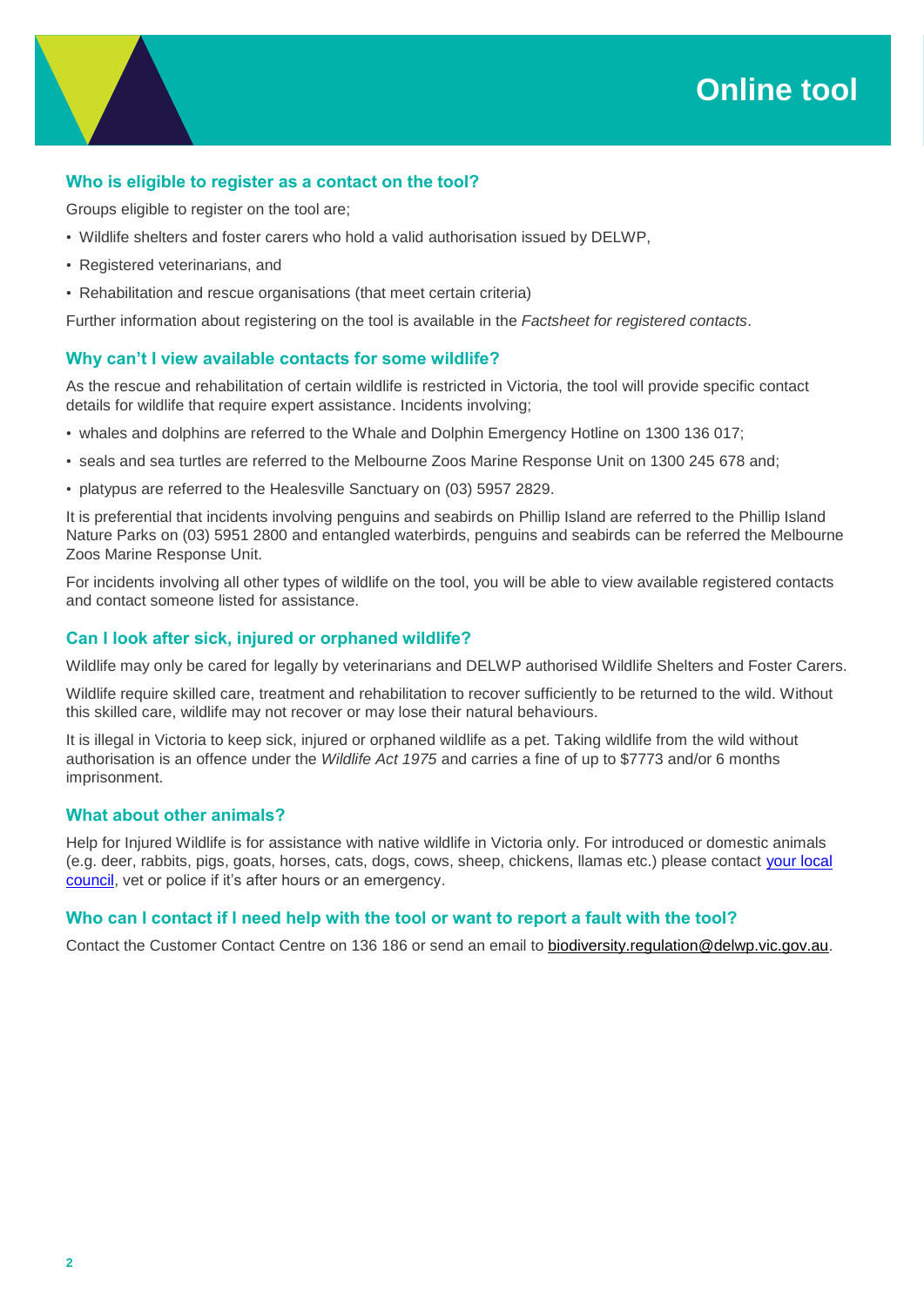# Online tool

## Who is eligible to register as a contact on the tool?

Groups eligible to register on the tool are;

- Wildlife shelters and foster carers who hold a valid authorisation issued by DELWP,
- Registered veterinarians, and
- Rehabilitation and rescue organisations (that meet certain criteria)

Further information about registering on the tool is available in the *Factsheet for registered contacts*.

## Why can't I view available contacts for some wildlife?

As the rescue and rehabilitation of certain wildlife is restricted in Victoria, the tool will provide specific contact details for wildlife that require expert assistance. Incidents involving;

- whales and dolphins are referred to the Whale and Dolphin Emergency Hotline on 1300 136 017;
- seals and sea turtles are referred to the Melbourne Zoos Marine Response Unit on 1300 245 678 and;
- platypus are referred to the Healesville Sanctuary on (03) 5957 2829.

It is preferential that incidents involving penguins and seabirds on Phillip Island are referred to the Phillip Island Nature Parks on (03) 5951 2800 and entangled waterbirds, penguins and seabirds can be referred the Melbourne Zoos Marine Response Unit.

For incidents involving all other types of wildlife on the tool, you will be able to view available registered contacts and contact someone listed for assistance.

## Can I look after sick, injured or orphaned wildlife?

Wildlife may only be cared for legally by veterinarians and DELWP authorised Wildlife Shelters and Foster Carers.

Wildlife require skilled care, treatment and rehabilitation to recover sufficiently to be returned to the wild. Without this skilled care, wildlife may not recover or may lose their natural behaviours.

It is illegal in Victoria to keep sick, injured or orphaned wildlife as a pet. Taking wildlife from the wild without authorisation is an offence under the *Wildlife Act 1975* and carries a fine of up to $7773 and/or 6 months imprisonment.

## What about other animals?

Help for Injured Wildlife is for assistance with native wildlife in Victoria only. For introduced or domestic animals (e.g. deer, rabbits, pigs, goats, horses, cats, dogs, cows, sheep, chickens, llamas etc.) please contact your local council, vet or police if it's after hours or an emergency.

## Who can I contact if I need help with the tool or want to report a fault with the tool?

Contact the Customer Contact Centre on 136 186 or send an email to biodiversity.regulation@delwp.vic.gov.au.